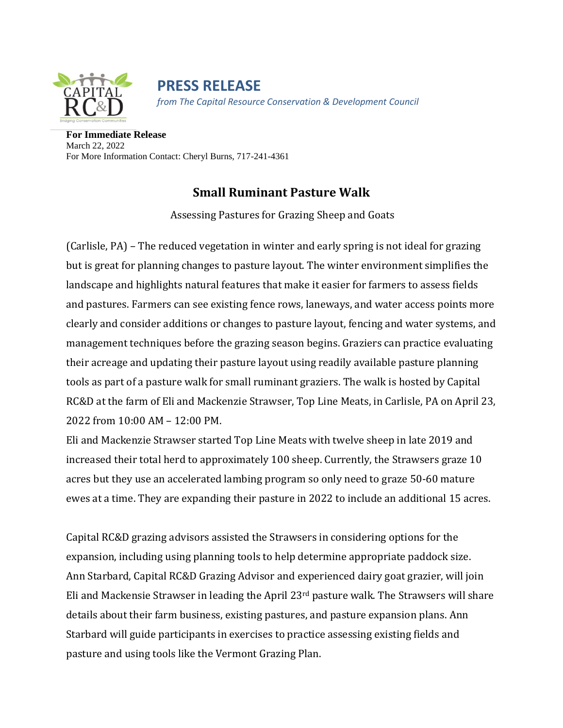# PRESS RELEASE

*from The Capital Resource Conservation & Development Council*

**For Immediate Release**
March 22, 2022
For More Information Contact: Cheryl Burns, 717-241-4361

## Small Ruminant Pasture Walk

Assessing Pastures for Grazing Sheep and Goats

(Carlisle, PA) – The reduced vegetation in winter and early spring is not ideal for grazing but is great for planning changes to pasture layout. The winter environment simplifies the landscape and highlights natural features that make it easier for farmers to assess fields and pastures. Farmers can see existing fence rows, laneways, and water access points more clearly and consider additions or changes to pasture layout, fencing and water systems, and management techniques before the grazing season begins. Graziers can practice evaluating their acreage and updating their pasture layout using readily available pasture planning tools as part of a pasture walk for small ruminant graziers. The walk is hosted by Capital RC&D at the farm of Eli and Mackenzie Strawser, Top Line Meats, in Carlisle, PA on April 23, 2022 from 10:00 AM – 12:00 PM.

Eli and Mackenzie Strawser started Top Line Meats with twelve sheep in late 2019 and increased their total herd to approximately 100 sheep. Currently, the Strawsers graze 10 acres but they use an accelerated lambing program so only need to graze 50-60 mature ewes at a time. They are expanding their pasture in 2022 to include an additional 15 acres.

Capital RC&D grazing advisors assisted the Strawsers in considering options for the expansion, including using planning tools to help determine appropriate paddock size. Ann Starbard, Capital RC&D Grazing Advisor and experienced dairy goat grazier, will join Eli and Mackensie Strawser in leading the April 23rd pasture walk. The Strawsers will share details about their farm business, existing pastures, and pasture expansion plans. Ann Starbard will guide participants in exercises to practice assessing existing fields and pasture and using tools like the Vermont Grazing Plan.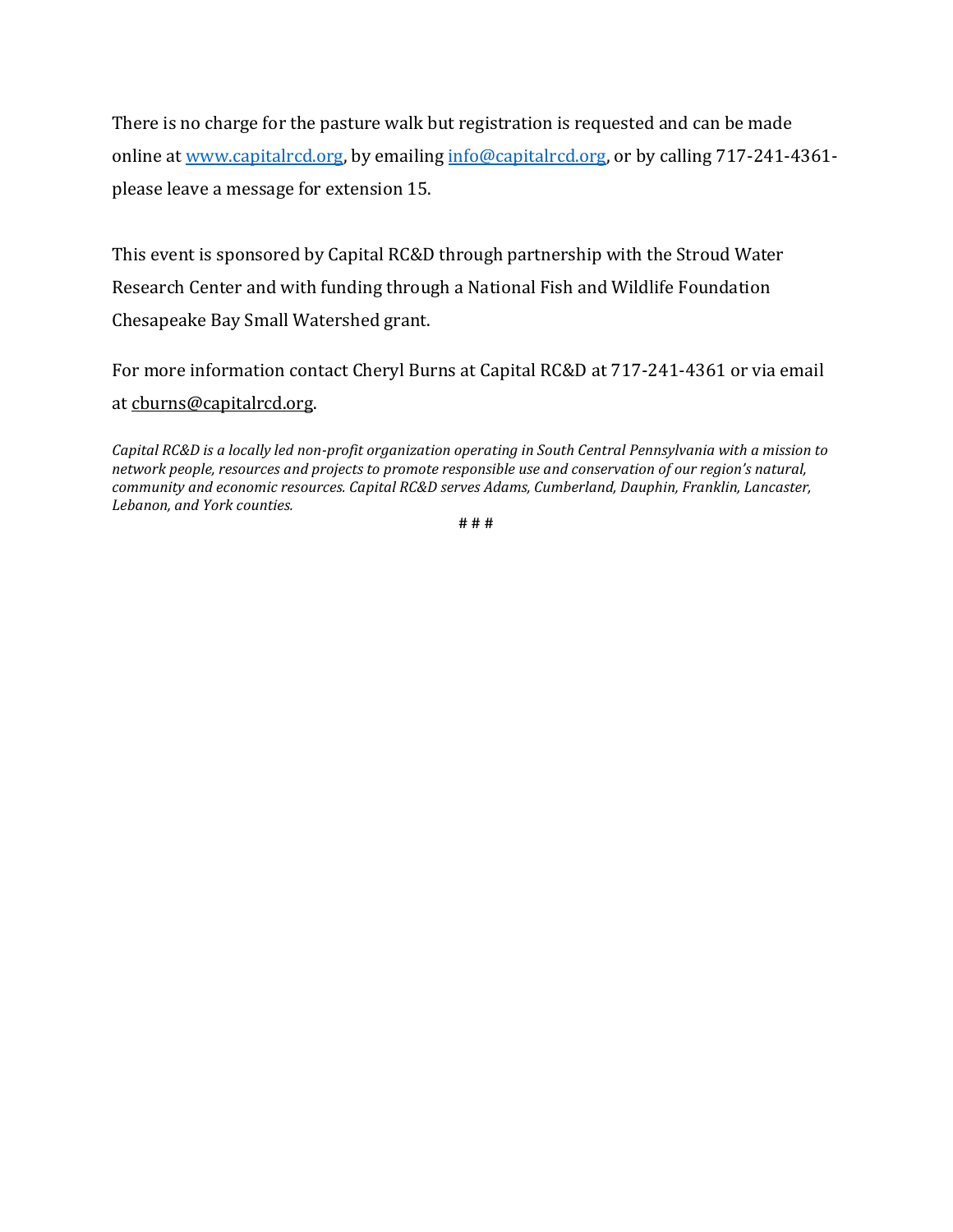There is no charge for the pasture walk but registration is requested and can be made online at www.capitalrcd.org, by emailing info@capitalrcd.org, or by calling 717-241-4361- please leave a message for extension 15.

This event is sponsored by Capital RC&D through partnership with the Stroud Water Research Center and with funding through a National Fish and Wildlife Foundation Chesapeake Bay Small Watershed grant.

For more information contact Cheryl Burns at Capital RC&D at 717-241-4361 or via email at cburns@capitalrcd.org.

*Capital RC&D is a locally led non-profit organization operating in South Central Pennsylvania with a mission to network people, resources and projects to promote responsible use and conservation of our region's natural, community and economic resources. Capital RC&D serves Adams, Cumberland, Dauphin, Franklin, Lancaster, Lebanon, and York counties.*

# # #